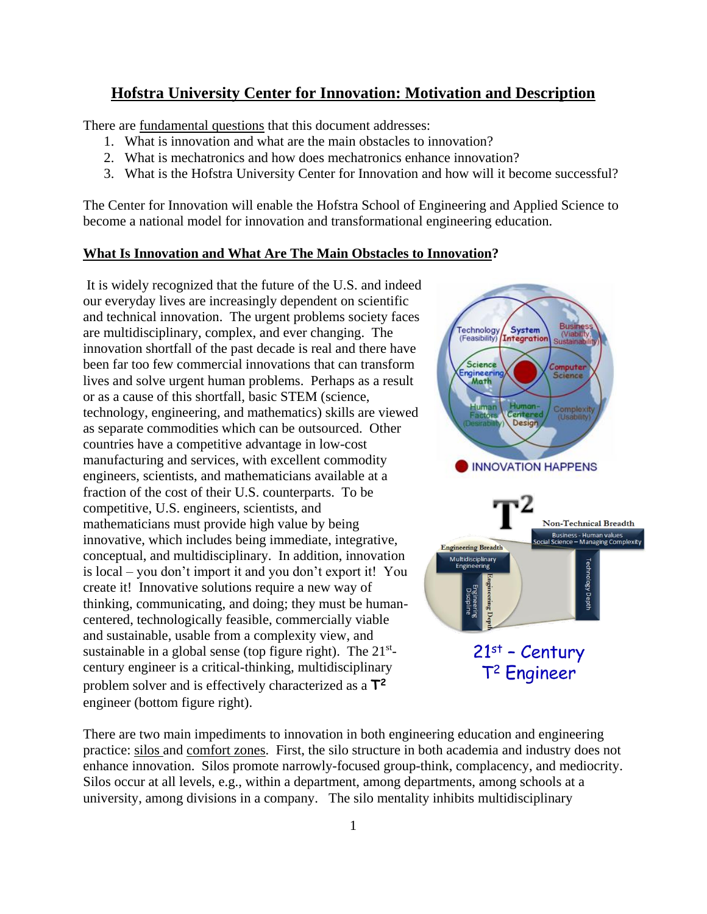# Hofstra University Center for Innovation: Motivation and Description

There are fundamental questions that this document addresses:

1. What is innovation and what are the main obstacles to innovation?
2. What is mechatronics and how does mechatronics enhance innovation?
3. What is the Hofstra University Center for Innovation and how will it become successful?

The Center for Innovation will enable the Hofstra School of Engineering and Applied Science to become a national model for innovation and transformational engineering education.

## What Is Innovation and What Are The Main Obstacles to Innovation?

It is widely recognized that the future of the U.S. and indeed our everyday lives are increasingly dependent on scientific and technical innovation. The urgent problems society faces are multidisciplinary, complex, and ever changing. The innovation shortfall of the past decade is real and there have been far too few commercial innovations that can transform lives and solve urgent human problems. Perhaps as a result or as a cause of this shortfall, basic STEM (science, technology, engineering, and mathematics) skills are viewed as separate commodities which can be outsourced. Other countries have a competitive advantage in low-cost manufacturing and services, with excellent commodity engineers, scientists, and mathematicians available at a fraction of the cost of their U.S. counterparts. To be competitive, U.S. engineers, scientists, and mathematicians must provide high value by being innovative, which includes being immediate, integrative, conceptual, and multidisciplinary. In addition, innovation is local – you don't import it and you don't export it! You create it! Innovative solutions require a new way of thinking, communicating, and doing; they must be human-centered, technologically feasible, commercially viable and sustainable, usable from a complexity view, and sustainable in a global sense (top figure right). The 21st-century engineer is a critical-thinking, multidisciplinary problem solver and is effectively characterized as a $T^2$ engineer (bottom figure right).

INNOVATION HAPPENS

21st – Century $T^2$ Engineer

There are two main impediments to innovation in both engineering education and engineering practice: silos and comfort zones. First, the silo structure in both academia and industry does not enhance innovation. Silos promote narrowly-focused group-think, complacency, and mediocrity. Silos occur at all levels, e.g., within a department, among departments, among schools at a university, among divisions in a company. The silo mentality inhibits multidisciplinary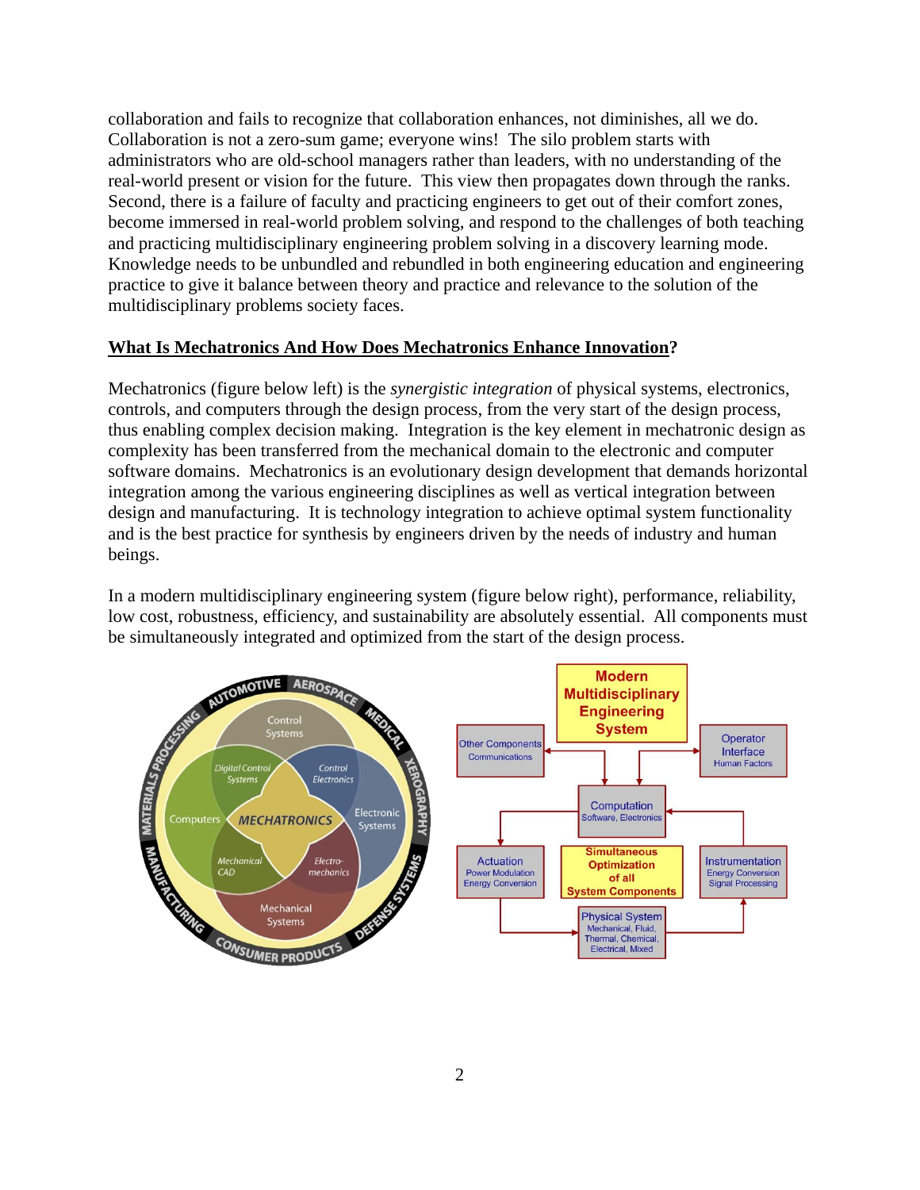collaboration and fails to recognize that collaboration enhances, not diminishes, all we do. Collaboration is not a zero-sum game; everyone wins! The silo problem starts with administrators who are old-school managers rather than leaders, with no understanding of the real-world present or vision for the future. This view then propagates down through the ranks. Second, there is a failure of faculty and practicing engineers to get out of their comfort zones, become immersed in real-world problem solving, and respond to the challenges of both teaching and practicing multidisciplinary engineering problem solving in a discovery learning mode. Knowledge needs to be unbundled and rebundled in both engineering education and engineering practice to give it balance between theory and practice and relevance to the solution of the multidisciplinary problems society faces.

## <u>What Is Mechatronics And How Does Mechatronics Enhance Innovation</u>?

Mechatronics (figure below left) is the *synergistic integration* of physical systems, electronics, controls, and computers through the design process, from the very start of the design process, thus enabling complex decision making. Integration is the key element in mechatronic design as complexity has been transferred from the mechanical domain to the electronic and computer software domains. Mechatronics is an evolutionary design development that demands horizontal integration among the various engineering disciplines as well as vertical integration between design and manufacturing. It is technology integration to achieve optimal system functionality and is the best practice for synthesis by engineers driven by the needs of industry and human beings.

In a modern multidisciplinary engineering system (figure below right), performance, reliability, low cost, robustness, efficiency, and sustainability are absolutely essential. All components must be simultaneously integrated and optimized from the start of the design process.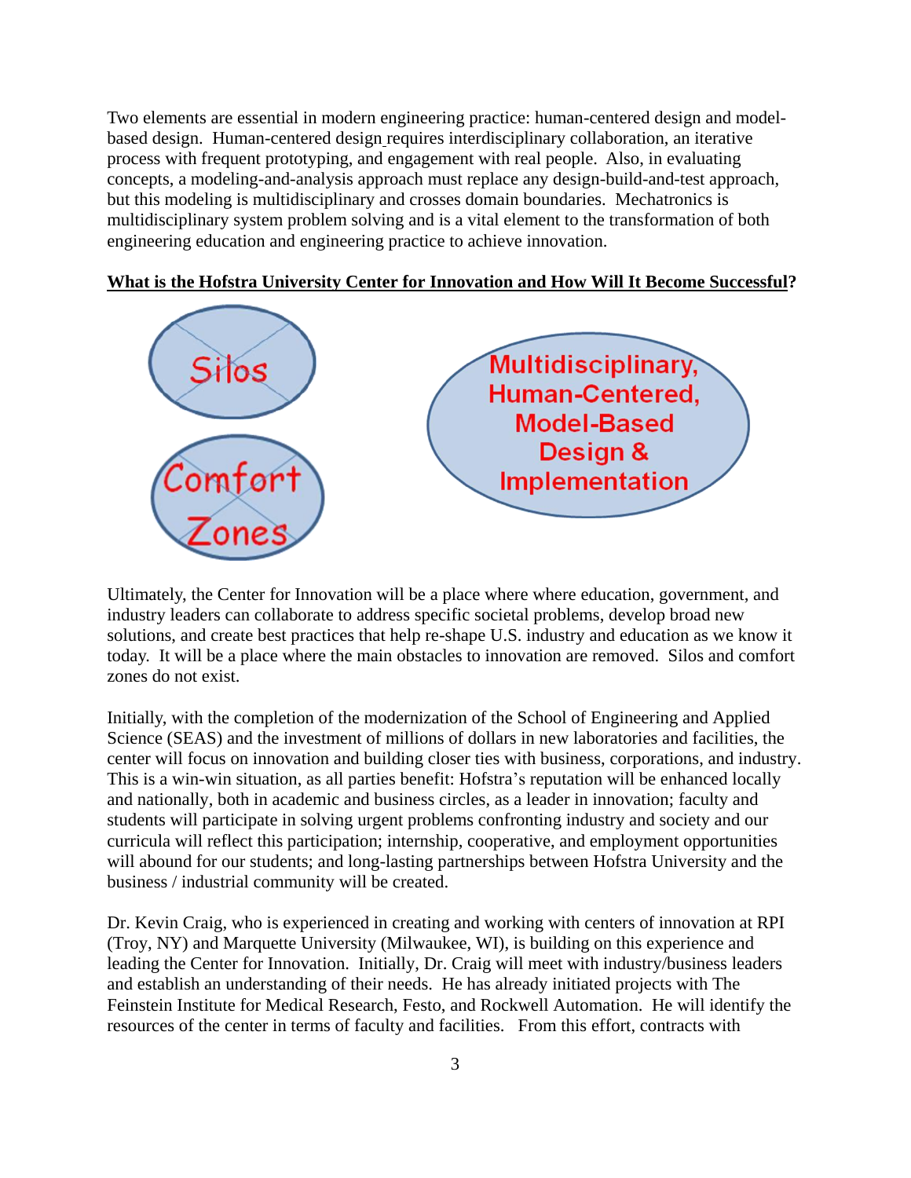Two elements are essential in modern engineering practice: human-centered design and model-based design. Human-centered design requires interdisciplinary collaboration, an iterative process with frequent prototyping, and engagement with real people. Also, in evaluating concepts, a modeling-and-analysis approach must replace any design-build-and-test approach, but this modeling is multidisciplinary and crosses domain boundaries. Mechatronics is multidisciplinary system problem solving and is a vital element to the transformation of both engineering education and engineering practice to achieve innovation.

**What is the Hofstra University Center for Innovation and How Will It Become Successful?**

Silos

Comfort Zones

Multidisciplinary, Human-Centered, Model-Based Design & Implementation

Ultimately, the Center for Innovation will be a place where where education, government, and industry leaders can collaborate to address specific societal problems, develop broad new solutions, and create best practices that help re-shape U.S. industry and education as we know it today. It will be a place where the main obstacles to innovation are removed. Silos and comfort zones do not exist.

Initially, with the completion of the modernization of the School of Engineering and Applied Science (SEAS) and the investment of millions of dollars in new laboratories and facilities, the center will focus on innovation and building closer ties with business, corporations, and industry. This is a win-win situation, as all parties benefit: Hofstra's reputation will be enhanced locally and nationally, both in academic and business circles, as a leader in innovation; faculty and students will participate in solving urgent problems confronting industry and society and our curricula will reflect this participation; internship, cooperative, and employment opportunities will abound for our students; and long-lasting partnerships between Hofstra University and the business / industrial community will be created.

Dr. Kevin Craig, who is experienced in creating and working with centers of innovation at RPI (Troy, NY) and Marquette University (Milwaukee, WI), is building on this experience and leading the Center for Innovation. Initially, Dr. Craig will meet with industry/business leaders and establish an understanding of their needs. He has already initiated projects with The Feinstein Institute for Medical Research, Festo, and Rockwell Automation. He will identify the resources of the center in terms of faculty and facilities. From this effort, contracts with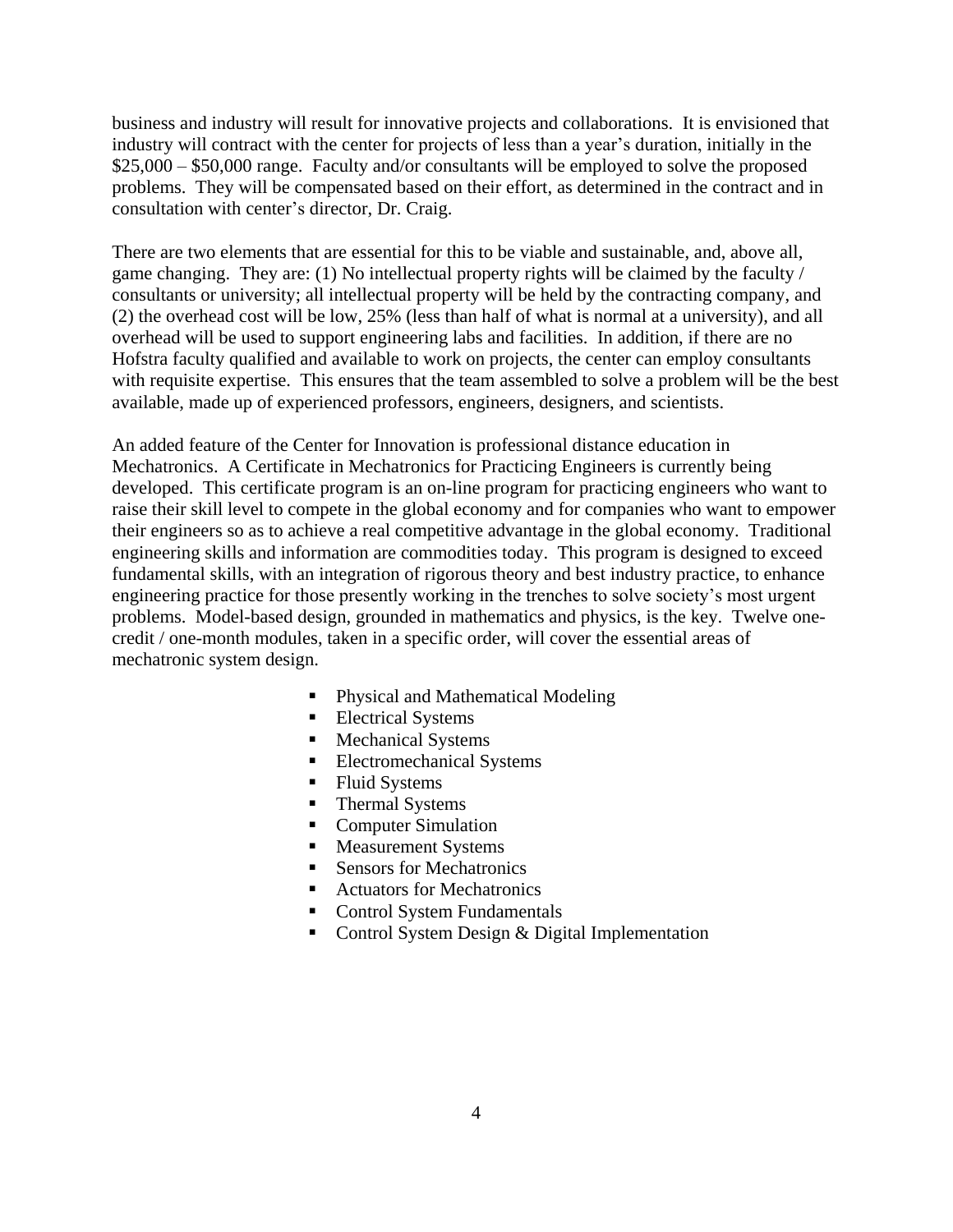business and industry will result for innovative projects and collaborations. It is envisioned that industry will contract with the center for projects of less than a year's duration, initially in the $25,000 – $50,000 range. Faculty and/or consultants will be employed to solve the proposed problems. They will be compensated based on their effort, as determined in the contract and in consultation with center's director, Dr. Craig.

There are two elements that are essential for this to be viable and sustainable, and, above all, game changing. They are: (1) No intellectual property rights will be claimed by the faculty / consultants or university; all intellectual property will be held by the contracting company, and (2) the overhead cost will be low, 25% (less than half of what is normal at a university), and all overhead will be used to support engineering labs and facilities. In addition, if there are no Hofstra faculty qualified and available to work on projects, the center can employ consultants with requisite expertise. This ensures that the team assembled to solve a problem will be the best available, made up of experienced professors, engineers, designers, and scientists.

An added feature of the Center for Innovation is professional distance education in Mechatronics. A Certificate in Mechatronics for Practicing Engineers is currently being developed. This certificate program is an on-line program for practicing engineers who want to raise their skill level to compete in the global economy and for companies who want to empower their engineers so as to achieve a real competitive advantage in the global economy. Traditional engineering skills and information are commodities today. This program is designed to exceed fundamental skills, with an integration of rigorous theory and best industry practice, to enhance engineering practice for those presently working in the trenches to solve society's most urgent problems. Model-based design, grounded in mathematics and physics, is the key. Twelve one-credit / one-month modules, taken in a specific order, will cover the essential areas of mechatronic system design.

- Physical and Mathematical Modeling
- Electrical Systems
- Mechanical Systems
- Electromechanical Systems
- Fluid Systems
- Thermal Systems
- Computer Simulation
- Measurement Systems
- Sensors for Mechatronics
- Actuators for Mechatronics
- Control System Fundamentals
- Control System Design & Digital Implementation